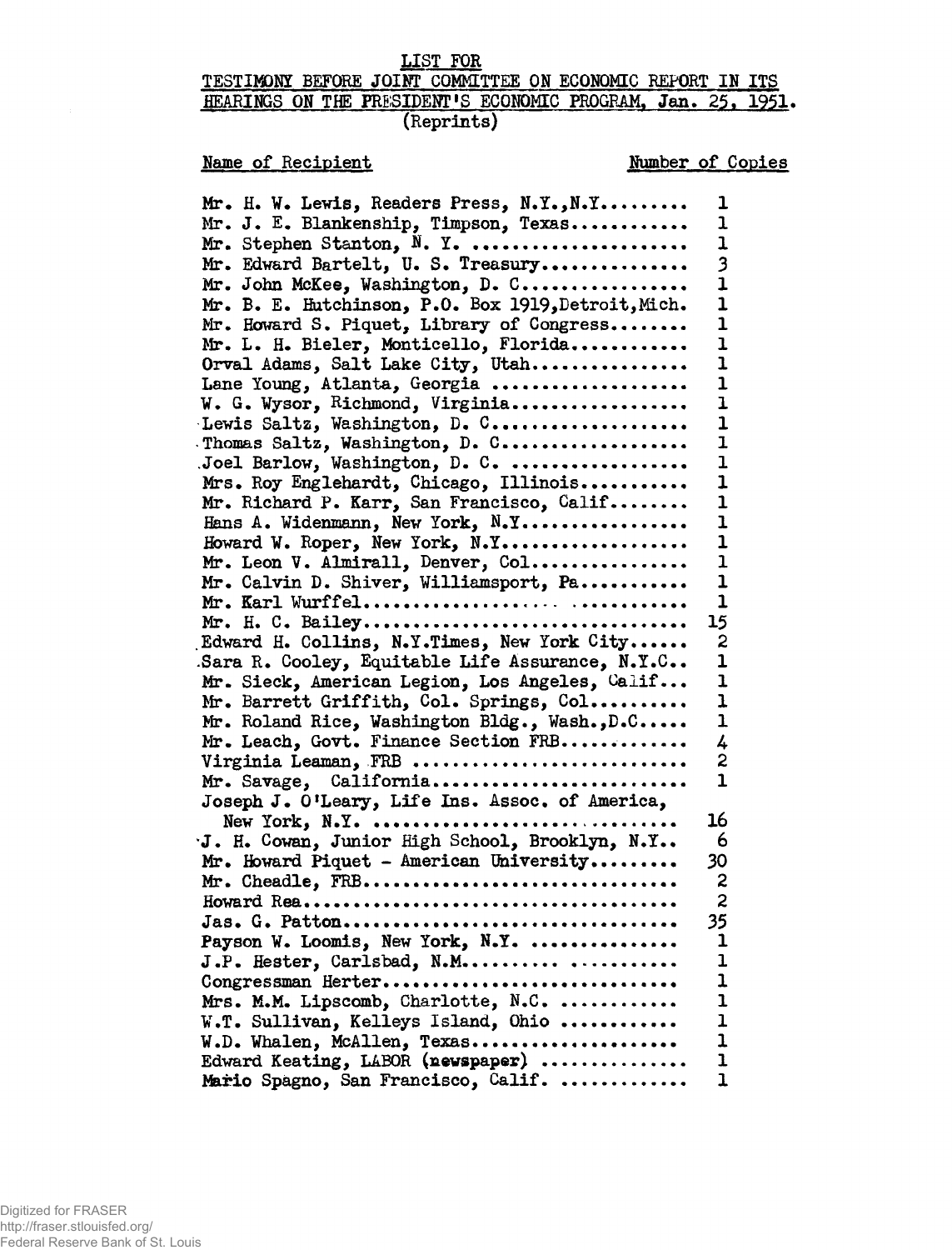LIST FOR
TESTIMONY BEFORE JOINT COMMITTEE ON ECONOMIC REPORT IN ITS HEARINGS ON THE PRESIDENT'S ECONOMIC PROGRAM, Jan. 25, 1951.
(Reprints)

| Name of Recipient | Number of Copies |
|---|---|
| Mr. H. W. Lewis, Readers Press, N.Y.,N.Y. | 1 |
| Mr. J. E. Blankenship, Timpson, Texas | 1 |
| Mr. Stephen Stanton, N. Y. | 1 |
| Mr. Edward Bartelt, U. S. Treasury | 3 |
| Mr. John McKee, Washington, D. C. | 1 |
| Mr. B. E. Hutchinson, P.O. Box 1919,Detroit,Mich. | 1 |
| Mr. Howard S. Piquet, Library of Congress | 1 |
| Mr. L. H. Bieler, Monticello, Florida | 1 |
| Orval Adams, Salt Lake City, Utah | 1 |
| Lane Young, Atlanta, Georgia | 1 |
| W. G. Wysor, Richmond, Virginia | 1 |
| Lewis Saltz, Washington, D. C. | 1 |
| Thomas Saltz, Washington, D. C. | 1 |
| Joel Barlow, Washington, D. C. | 1 |
| Mrs. Roy Englehardt, Chicago, Illinois | 1 |
| Mr. Richard P. Karr, San Francisco, Calif. | 1 |
| Hans A. Widenmann, New York, N.Y. | 1 |
| Howard W. Roper, New York, N.Y. | 1 |
| Mr. Leon V. Almirall, Denver, Col. | 1 |
| Mr. Calvin D. Shiver, Williamsport, Pa. | 1 |
| Mr. Karl Wurffel | 1 |
| Mr. H. C. Bailey | 15 |
| Edward H. Collins, N.Y.Times, New York City | 2 |
| Sara R. Cooley, Equitable Life Assurance, N.Y.C. | 1 |
| Mr. Sieck, American Legion, Los Angeles, Calif. | 1 |
| Mr. Barrett Griffith, Col. Springs, Col. | 1 |
| Mr. Roland Rice, Washington Bldg., Wash.,D.C. | 1 |
| Mr. Leach, Govt. Finance Section FRB | 4 |
| Virginia Leaman, FRB | 2 |
| Mr. Savage, California | 1 |
| Joseph J. O'Leary, Life Ins. Assoc. of America, New York, N.Y. | 16 |
| J. H. Cowan, Junior High School, Brooklyn, N.Y. | 6 |
| Mr. Howard Piquet - American University | 30 |
| Mr. Cheadle, FRB | 2 |
| Howard Rea | 2 |
| Jas. G. Patton | 35 |
| Payson W. Loomis, New York, N.Y. | 1 |
| J.P. Hester, Carlsbad, N.M. | 1 |
| Congressman Herter | 1 |
| Mrs. M.M. Lipscomb, Charlotte, N.C. | 1 |
| W.T. Sullivan, Kelleys Island, Ohio | 1 |
| W.D. Whalen, McAllen, Texas | 1 |
| Edward Keating, LABOR (newspaper) | 1 |
| Mario Spagno, San Francisco, Calif. | 1 |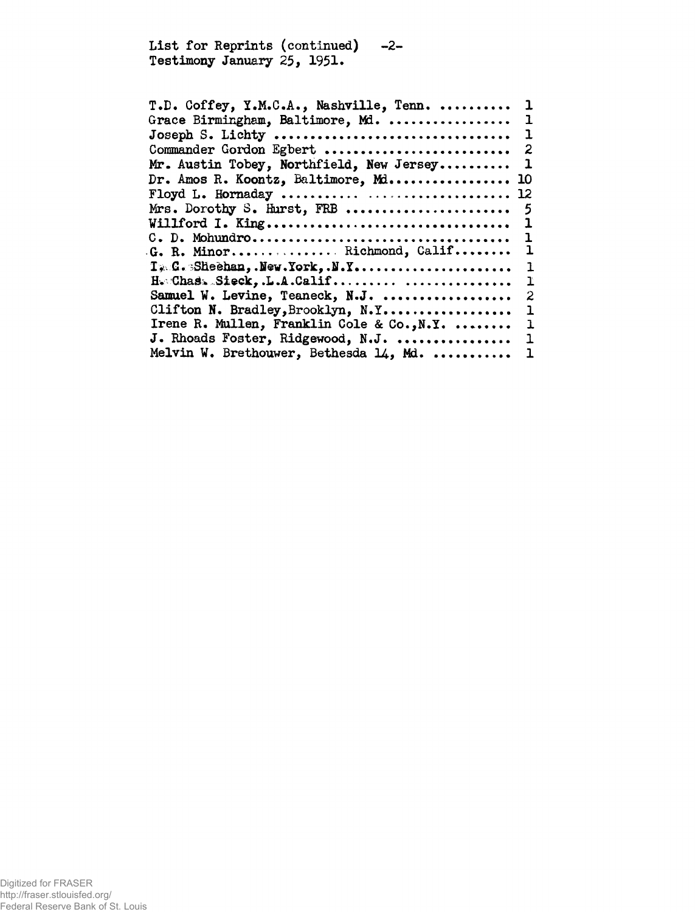List for Reprints (continued) -2-
Testimony January 25, 1951.

T.D. Coffey, Y.M.C.A., Nashville, Tenn. .......... 1
Grace Birmingham, Baltimore, Md. ................ 1
Joseph S. Lichty ................................ 1
Commander Gordon Egbert ......................... 2
Mr. Austin Tobey, Northfield, New Jersey.......... 1
Dr. Amos R. Koontz, Baltimore, Md................ 10
Floyd L. Hornaday ............................... 12
Mrs. Dorothy S. Hurst, FRB ...................... 5
Willford I. King................................. 1
C. D. Mohundro................................... 1
G. R. Minor.............. Richmond, Calif........ 1
I. G. Sheehan, New York, N.Y..................... 1
H. Chas. Sieck, L.A.Calif........................ 1
Samuel W. Levine, Teaneck, N.J. ................. 2
Clifton N. Bradley, Brooklyn, N.Y................ 1
Irene R. Mullen, Franklin Cole & Co., N.Y. ........ 1
J. Rhoads Foster, Ridgewood, N.J. ................ 1
Melvin W. Brethouwer, Bethesda 14, Md. ........... 1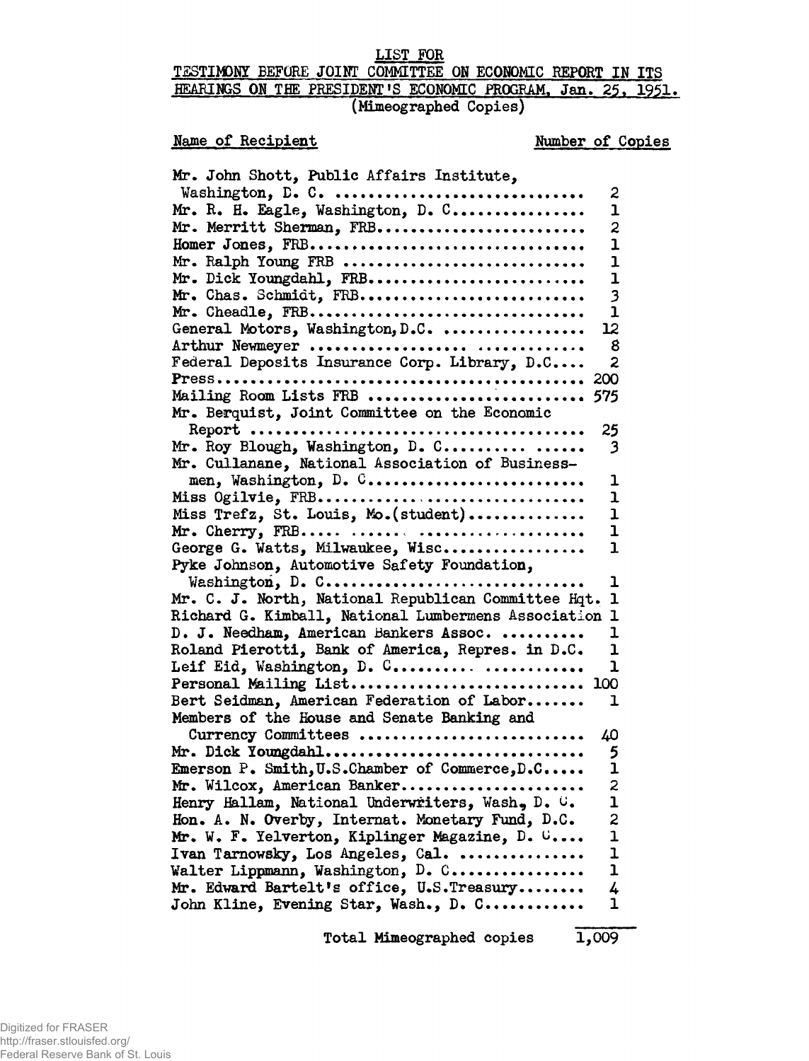# LIST FOR

## TESTIMONY BEFORE JOINT COMMITTEE ON ECONOMIC REPORT IN ITS HEARINGS ON THE PRESIDENT'S ECONOMIC PROGRAM, Jan. 25, 1951.

(Mimeographed Copies)

| Name of Recipient | Number of Copies |
|---|---|
| Mr. John Shott, Public Affairs Institute, Washington, D. C. | 2 |
| Mr. R. H. Eagle, Washington, D. C. | 1 |
| Mr. Merritt Sherman, FRB | 2 |
| Homer Jones, FRB | 1 |
| Mr. Ralph Young FRB | 1 |
| Mr. Dick Youngdahl, FRB | 1 |
| Mr. Chas. Schmidt, FRB | 3 |
| Mr. Cheadle, FRB | 1 |
| General Motors, Washington, D.C. | 12 |
| Arthur Newmeyer | 8 |
| Federal Deposits Insurance Corp. Library, D.C. | 2 |
| Press | 200 |
| Mailing Room Lists FRB | 575 |
| Mr. Berquist, Joint Committee on the Economic Report | 25 |
| Mr. Roy Blough, Washington, D. C. | 3 |
| Mr. Cullanane, National Association of Businessmen, Washington, D. C. | 1 |
| Miss Ogilvie, FRB | 1 |
| Miss Trefz, St. Louis, Mo. (student) | 1 |
| Mr. Cherry, FRB | 1 |
| George G. Watts, Milwaukee, Wisc. | 1 |
| Pyke Johnson, Automotive Safety Foundation, Washington, D. C. | 1 |
| Mr. C. J. North, National Republican Committee Hqt. | 1 |
| Richard G. Kimball, National Lumbermens Association | 1 |
| D. J. Needham, American Bankers Assoc. | 1 |
| Roland Pierotti, Bank of America, Repres. in D.C. | 1 |
| Leif Eid, Washington, D. C. | 1 |
| Personal Mailing List | 100 |
| Bert Seidman, American Federation of Labor | 1 |
| Members of the House and Senate Banking and Currency Committees | 40 |
| Mr. Dick Youngdahl | 5 |
| Emerson P. Smith, U.S. Chamber of Commerce, D.C. | 1 |
| Mr. Wilcox, American Banker | 2 |
| Henry Hallam, National Underwriters, Wash., D. C. | 1 |
| Hon. A. N. Overby, Internat. Monetary Fund, D.C. | 2 |
| Mr. W. F. Yelverton, Kiplinger Magazine, D. C. | 1 |
| Ivan Tarnowsky, Los Angeles, Cal. | 1 |
| Walter Lippmann, Washington, D. C. | 1 |
| Mr. Edward Bartelt's office, U.S. Treasury | 4 |
| John Kline, Evening Star, Wash., D. C. | 1 |
| Total Mimeographed copies | 1,009 |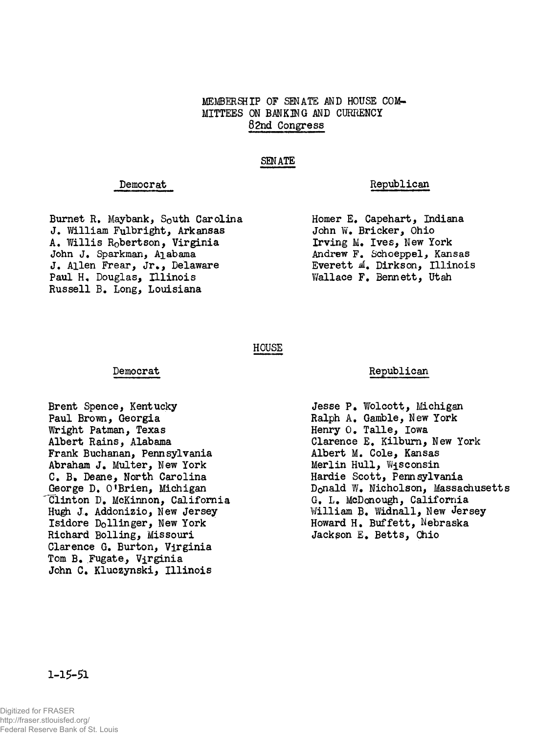# MEMBERSHIP OF SENATE AND HOUSE COMMITTEES ON BANKING AND CURRENCY
## 82nd Congress

### SENATE

| Democrat | Republican |
| --- | --- |
| Burnet R. Maybank, South Carolina | Homer E. Capehart, Indiana |
| J. William Fulbright, Arkansas | John W. Bricker, Ohio |
| A. Willis Robertson, Virginia | Irving M. Ives, New York |
| John J. Sparkman, Alabama | Andrew F. Schoeppel, Kansas |
| J. Allen Frear, Jr., Delaware | Everett M. Dirkson, Illinois |
| Paul H. Douglas, Illinois | Wallace F. Bennett, Utah |
| Russell B. Long, Louisiana | |

### HOUSE

| Democrat | Republican |
| --- | --- |
| Brent Spence, Kentucky | Jesse P. Wolcott, Michigan |
| Paul Brown, Georgia | Ralph A. Gamble, New York |
| Wright Patman, Texas | Henry O. Talle, Iowa |
| Albert Rains, Alabama | Clarence E. Kilburn, New York |
| Frank Buchanan, Pennsylvania | Albert M. Cole, Kansas |
| Abraham J. Multer, New York | Merlin Hull, Wisconsin |
| C. B. Deane, North Carolina | Hardie Scott, Pennsylvania |
| George D. O'Brien, Michigan | Donald W. Nicholson, Massachusetts |
| Clinton D. McKinnon, California | G. L. McDonough, California |
| Hugh J. Addonizio, New Jersey | William B. Widnall, New Jersey |
| Isidore Dollinger, New York | Howard H. Buffett, Nebraska |
| Richard Bolling, Missouri | Jackson E. Betts, Ohio |
| Clarence G. Burton, Virginia | |
| Tom B. Fugate, Virginia | |
| John C. Kluczynski, Illinois | |

1-15-51